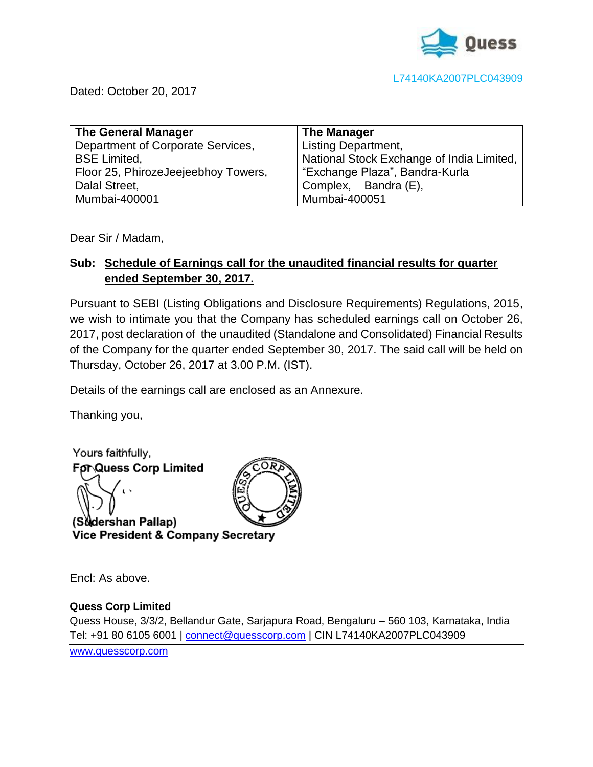L74140KA2007PLC043909

Dated: October 20, 2017

| **The General Manager** | **The Manager** |
|---|---|
| Department of Corporate Services, | Listing Department, |
| BSE Limited, | National Stock Exchange of India Limited, |
| Floor 25, PhirozeJeejeebhoy Towers, | "Exchange Plaza", Bandra-Kurla |
| Dalal Street, | Complex, Bandra (E), |
| Mumbai-400001 | Mumbai-400051 |

Dear Sir / Madam,

**Sub: Schedule of Earnings call for the unaudited financial results for quarter ended September 30, 2017.**

Pursuant to SEBI (Listing Obligations and Disclosure Requirements) Regulations, 2015, we wish to intimate you that the Company has scheduled earnings call on October 26, 2017, post declaration of the unaudited (Standalone and Consolidated) Financial Results of the Company for the quarter ended September 30, 2017. The said call will be held on Thursday, October 26, 2017 at 3.00 P.M. (IST).

Details of the earnings call are enclosed as an Annexure.

Thanking you,

Yours faithfully,
**For Quess Corp Limited**

**(Sudershan Pallap)**
**Vice President & Company Secretary**

Encl: As above.

**Quess Corp Limited**
Quess House, 3/3/2, Bellandur Gate, Sarjapura Road, Bengaluru – 560 103, Karnataka, India
Tel: +91 80 6105 6001 | connect@quesscorp.com | CIN L74140KA2007PLC043909
www.quesscorp.com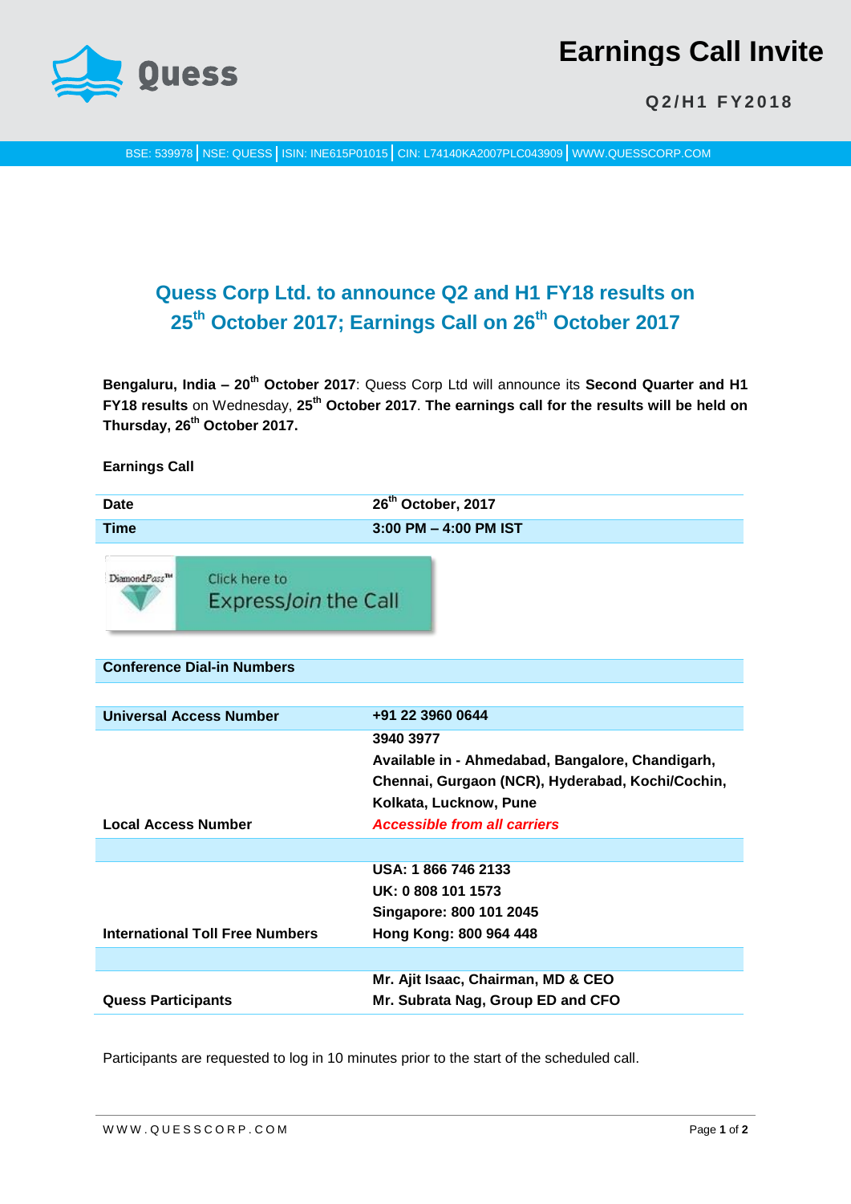# Earnings Call Invite

**Q2/H1 FY2018**

BSE: 539978 | NSE: QUESS | ISIN: INE615P01015 | CIN: L74140KA2007PLC043909 | WWW.QUESSCORP.COM

## Quess Corp Ltd. to announce Q2 and H1 FY18 results on 25th October 2017; Earnings Call on 26th October 2017

**Bengaluru, India – 20th October 2017**: Quess Corp Ltd will announce its **Second Quarter and H1 FY18 results** on Wednesday, **25th October 2017**. **The earnings call for the results will be held on Thursday, 26th October 2017.**

**Earnings Call**

| | |
|---|---|
| **Date** | **26th October, 2017** |
| **Time** | **3:00 PM – 4:00 PM IST** |

DiamondPass™ Click here to ExpressJoin the Call

| **Conference Dial-in Numbers** | |
|---|---|
| **Universal Access Number** | **+91 22 3960 0644** |
| **Local Access Number** | **3940 3977**<br>**Available in - Ahmedabad, Bangalore, Chandigarh, Chennai, Gurgaon (NCR), Hyderabad, Kochi/Cochin, Kolkata, Lucknow, Pune**<br>***Accessible from all carriers*** |
| **International Toll Free Numbers** | **USA: 1 866 746 2133**<br>**UK: 0 808 101 1573**<br>**Singapore: 800 101 2045**<br>**Hong Kong: 800 964 448** |
| **Quess Participants** | **Mr. Ajit Isaac, Chairman, MD & CEO**<br>**Mr. Subrata Nag, Group ED and CFO** |

Participants are requested to log in 10 minutes prior to the start of the scheduled call.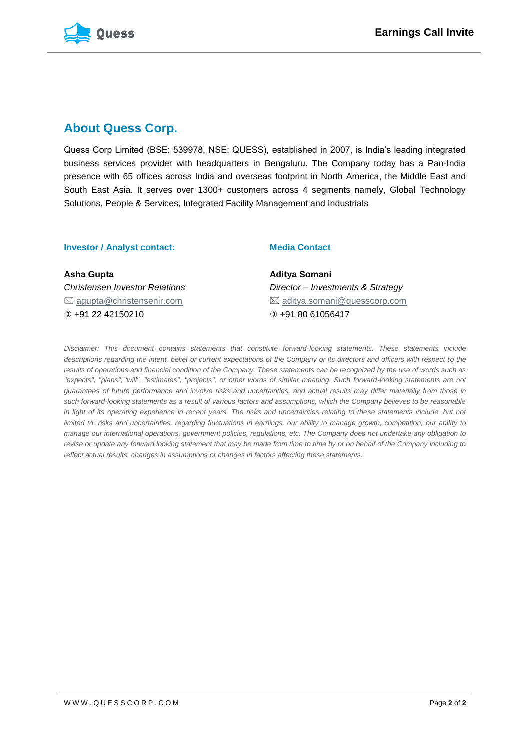## About Quess Corp.

Quess Corp Limited (BSE: 539978, NSE: QUESS), established in 2007, is India's leading integrated business services provider with headquarters in Bengaluru. The Company today has a Pan-India presence with 65 offices across India and overseas footprint in North America, the Middle East and South East Asia. It serves over 1300+ customers across 4 segments namely, Global Technology Solutions, People & Services, Integrated Facility Management and Industrials

### Investor / Analyst contact:

**Asha Gupta**
*Christensen Investor Relations*
✉ agupta@christensenir.com
✆ +91 22 42150210

### Media Contact

**Aditya Somani**
*Director – Investments & Strategy*
✉ aditya.somani@quesscorp.com
✆ +91 80 61056417

*Disclaimer: This document contains statements that constitute forward-looking statements. These statements include descriptions regarding the intent, belief or current expectations of the Company or its directors and officers with respect to the results of operations and financial condition of the Company. These statements can be recognized by the use of words such as "expects", "plans", 'will", "estimates", "projects", or other words of similar meaning. Such forward-looking statements are not guarantees of future performance and involve risks and uncertainties, and actual results may differ materially from those in such forward-looking statements as a result of various factors and assumptions, which the Company believes to be reasonable in light of its operating experience in recent years. The risks and uncertainties relating to these statements include, but not limited to, risks and uncertainties, regarding fluctuations in earnings, our ability to manage growth, competition, our ability to manage our international operations, government policies, regulations, etc. The Company does not undertake any obligation to revise or update any forward looking statement that may be made from time to time by or on behalf of the Company including to reflect actual results, changes in assumptions or changes in factors affecting these statements.*